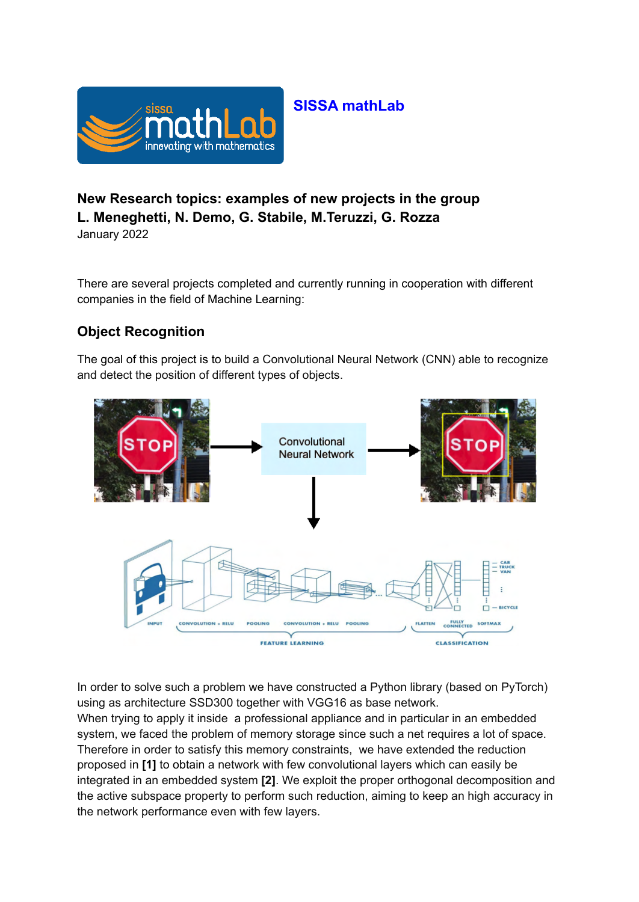**SISSA mathLab**

## New Research topics: examples of new projects in the group

**L. Meneghetti, N. Demo, G. Stabile, M.Teruzzi, G. Rozza**

January 2022

There are several projects completed and currently running in cooperation with different companies in the field of Machine Learning:

## Object Recognition

The goal of this project is to build a Convolutional Neural Network (CNN) able to recognize and detect the position of different types of objects.

In order to solve such a problem we have constructed a Python library (based on PyTorch) using as architecture SSD300 together with VGG16 as base network.

When trying to apply it inside a professional appliance and in particular in an embedded system, we faced the problem of memory storage since such a net requires a lot of space. Therefore in order to satisfy this memory constraints, we have extended the reduction proposed in **[1]** to obtain a network with few convolutional layers which can easily be integrated in an embedded system **[2]**. We exploit the proper orthogonal decomposition and the active subspace property to perform such reduction, aiming to keep an high accuracy in the network performance even with few layers.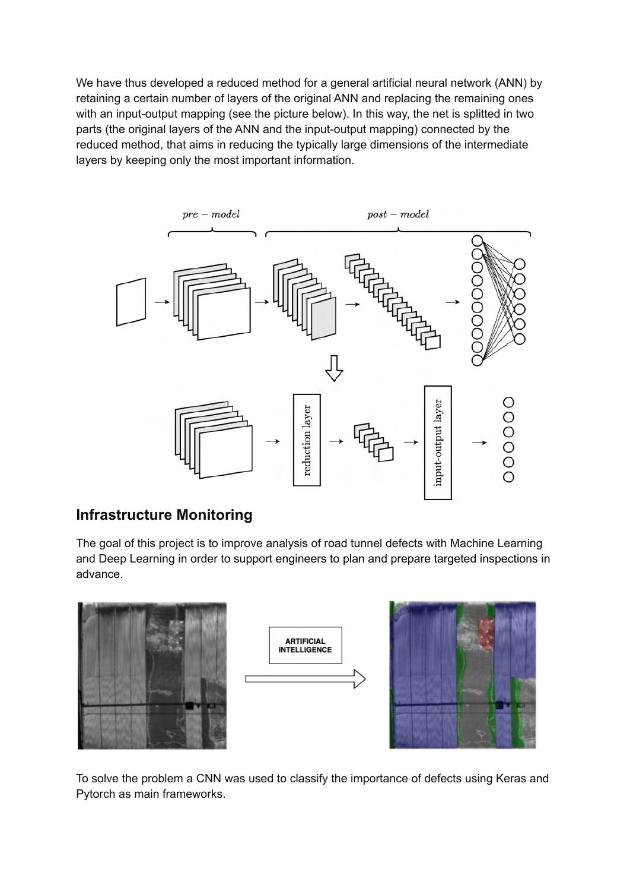We have thus developed a reduced method for a general artificial neural network (ANN) by retaining a certain number of layers of the original ANN and replacing the remaining ones with an input-output mapping (see the picture below). In this way, the net is splitted in two parts (the original layers of the ANN and the input-output mapping) connected by the reduced method, that aims in reducing the typically large dimensions of the intermediate layers by keeping only the most important information.

## Infrastructure Monitoring

The goal of this project is to improve analysis of road tunnel defects with Machine Learning and Deep Learning in order to support engineers to plan and prepare targeted inspections in advance.

To solve the problem a CNN was used to classify the importance of defects using Keras and Pytorch as main frameworks.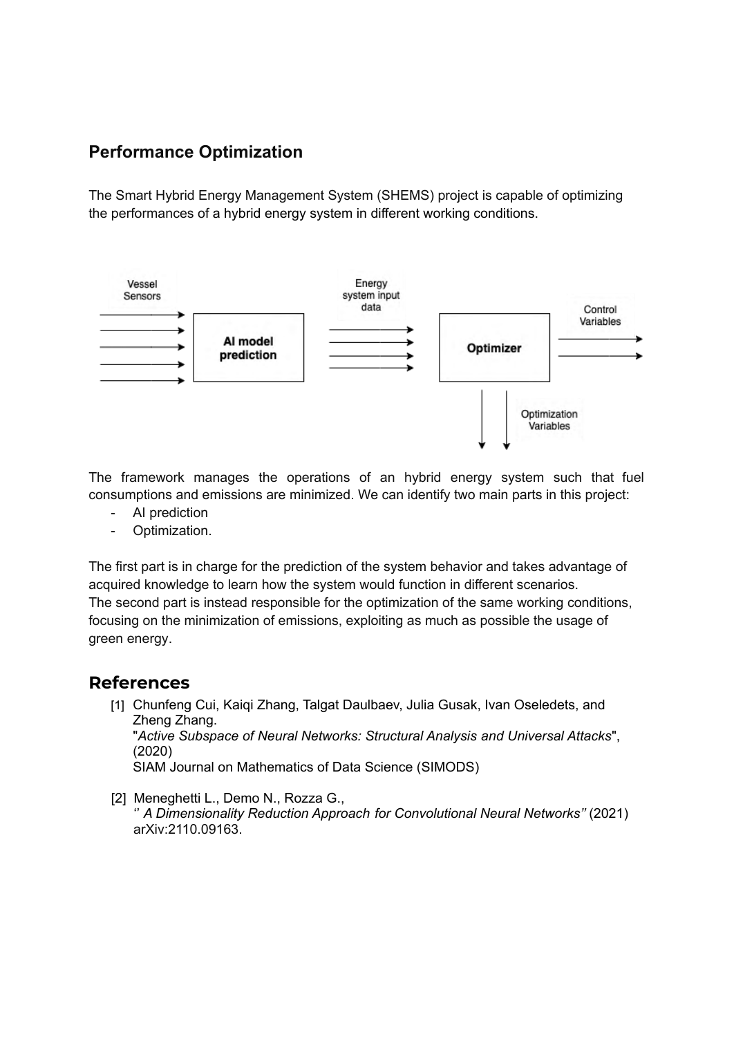## Performance Optimization

The Smart Hybrid Energy Management System (SHEMS) project is capable of optimizing the performances of a hybrid energy system in different working conditions.

The framework manages the operations of an hybrid energy system such that fuel consumptions and emissions are minimized. We can identify two main parts in this project:

- AI prediction
- Optimization.

The first part is in charge for the prediction of the system behavior and takes advantage of acquired knowledge to learn how the system would function in different scenarios.
The second part is instead responsible for the optimization of the same working conditions, focusing on the minimization of emissions, exploiting as much as possible the usage of green energy.

## References

[1] Chunfeng Cui, Kaiqi Zhang, Talgat Daulbaev, Julia Gusak, Ivan Oseledets, and Zheng Zhang.
"*Active Subspace of Neural Networks: Structural Analysis and Universal Attacks*", (2020)
SIAM Journal on Mathematics of Data Science (SIMODS)

[2] Meneghetti L., Demo N., Rozza G.,
*'' A Dimensionality Reduction Approach for Convolutional Neural Networks''* (2021) arXiv:2110.09163.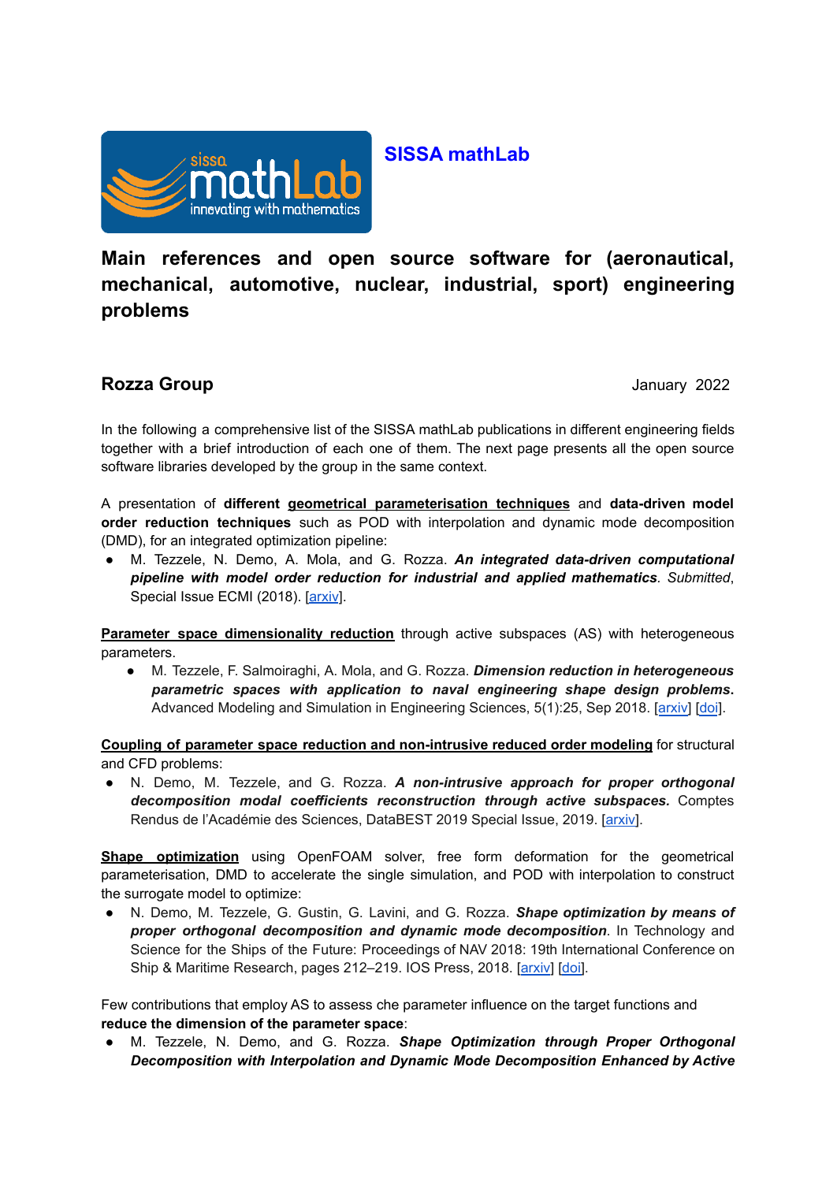**SISSA mathLab**

# Main references and open source software for (aeronautical, mechanical, automotive, nuclear, industrial, sport) engineering problems

## Rozza Group

January 2022

In the following a comprehensive list of the SISSA mathLab publications in different engineering fields together with a brief introduction of each one of them. The next page presents all the open source software libraries developed by the group in the same context.

A presentation of **different geometrical parameterisation techniques** and **data-driven model order reduction techniques** such as POD with interpolation and dynamic mode decomposition (DMD), for an integrated optimization pipeline:

- M. Tezzele, N. Demo, A. Mola, and G. Rozza. ***An integrated data-driven computational pipeline with model order reduction for industrial and applied mathematics***. *Submitted*, Special Issue ECMI (2018). [arxiv].

**Parameter space dimensionality reduction** through active subspaces (AS) with heterogeneous parameters.

- M. Tezzele, F. Salmoiraghi, A. Mola, and G. Rozza. ***Dimension reduction in heterogeneous parametric spaces with application to naval engineering shape design problems***. Advanced Modeling and Simulation in Engineering Sciences, 5(1):25, Sep 2018. [arxiv] [doi].

**Coupling of parameter space reduction and non-intrusive reduced order modeling** for structural and CFD problems:

- N. Demo, M. Tezzele, and G. Rozza. ***A non-intrusive approach for proper orthogonal decomposition modal coefficients reconstruction through active subspaces.*** Comptes Rendus de l'Académie des Sciences, DataBEST 2019 Special Issue, 2019. [arxiv].

**Shape optimization** using OpenFOAM solver, free form deformation for the geometrical parameterisation, DMD to accelerate the single simulation, and POD with interpolation to construct the surrogate model to optimize:

- N. Demo, M. Tezzele, G. Gustin, G. Lavini, and G. Rozza. ***Shape optimization by means of proper orthogonal decomposition and dynamic mode decomposition***. In Technology and Science for the Ships of the Future: Proceedings of NAV 2018: 19th International Conference on Ship & Maritime Research, pages 212–219. IOS Press, 2018. [arxiv] [doi].

Few contributions that employ AS to assess che parameter influence on the target functions and **reduce the dimension of the parameter space**:

- M. Tezzele, N. Demo, and G. Rozza. ***Shape Optimization through Proper Orthogonal Decomposition with Interpolation and Dynamic Mode Decomposition Enhanced by Active***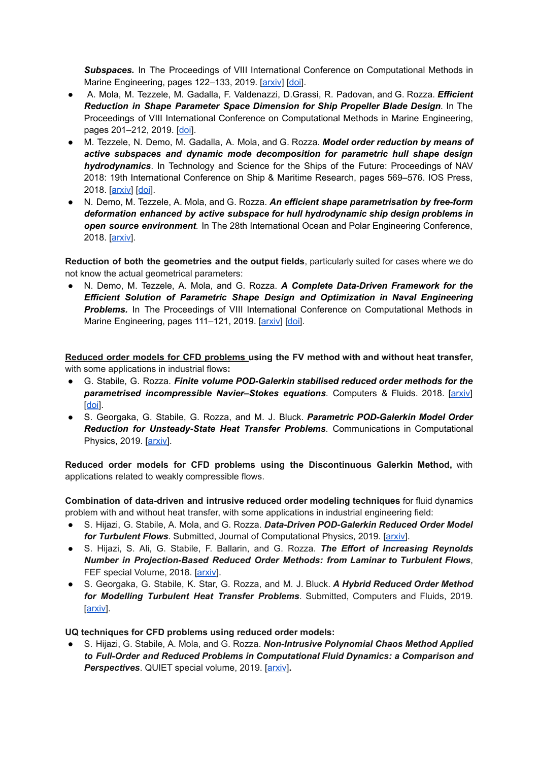***Subspaces.*** In The Proceedings of VIII International Conference on Computational Methods in Marine Engineering, pages 122–133, 2019. [arxiv] [doi].

- A. Mola, M. Tezzele, M. Gadalla, F. Valdenazzi, D.Grassi, R. Padovan, and G. Rozza. ***Efficient Reduction in Shape Parameter Space Dimension for Ship Propeller Blade Design.*** In The Proceedings of VIII International Conference on Computational Methods in Marine Engineering, pages 201–212, 2019. [doi].
- M. Tezzele, N. Demo, M. Gadalla, A. Mola, and G. Rozza. ***Model order reduction by means of active subspaces and dynamic mode decomposition for parametric hull shape design hydrodynamics***. In Technology and Science for the Ships of the Future: Proceedings of NAV 2018: 19th International Conference on Ship & Maritime Research, pages 569–576. IOS Press, 2018. [arxiv] [doi].
- N. Demo, M. Tezzele, A. Mola, and G. Rozza. ***An efficient shape parametrisation by free-form deformation enhanced by active subspace for hull hydrodynamic ship design problems in open source environment***. In The 28th International Ocean and Polar Engineering Conference, 2018. [arxiv].

**Reduction of both the geometries and the output fields**, particularly suited for cases where we do not know the actual geometrical parameters:

- N. Demo, M. Tezzele, A. Mola, and G. Rozza. ***A Complete Data-Driven Framework for the Efficient Solution of Parametric Shape Design and Optimization in Naval Engineering Problems.*** In The Proceedings of VIII International Conference on Computational Methods in Marine Engineering, pages 111–121, 2019. [arxiv] [doi].

**Reduced order models for CFD problems using the FV method with and without heat transfer,** with some applications in industrial flows**:**

- G. Stabile, G. Rozza. ***Finite volume POD-Galerkin stabilised reduced order methods for the parametrised incompressible Navier–Stokes equations***. Computers & Fluids. 2018. [arxiv] [doi].
- S. Georgaka, G. Stabile, G. Rozza, and M. J. Bluck. ***Parametric POD-Galerkin Model Order Reduction for Unsteady-State Heat Transfer Problems***. Communications in Computational Physics, 2019. [arxiv].

**Reduced order models for CFD problems using the Discontinuous Galerkin Method,** with applications related to weakly compressible flows.

**Combination of data-driven and intrusive reduced order modeling techniques** for fluid dynamics problem with and without heat transfer, with some applications in industrial engineering field:

- S. Hijazi, G. Stabile, A. Mola, and G. Rozza. ***Data-Driven POD-Galerkin Reduced Order Model for Turbulent Flows***. Submitted, Journal of Computational Physics, 2019. [arxiv].
- S. Hijazi, S. Ali, G. Stabile, F. Ballarin, and G. Rozza. ***The Effort of Increasing Reynolds Number in Projection-Based Reduced Order Methods: from Laminar to Turbulent Flows***, FEF special Volume, 2018. [arxiv].
- S. Georgaka, G. Stabile, K. Star, G. Rozza, and M. J. Bluck. ***A Hybrid Reduced Order Method for Modelling Turbulent Heat Transfer Problems***. Submitted, Computers and Fluids, 2019. [arxiv].

**UQ techniques for CFD problems using reduced order models:**

- S. Hijazi, G. Stabile, A. Mola, and G. Rozza. ***Non-Intrusive Polynomial Chaos Method Applied to Full-Order and Reduced Problems in Computational Fluid Dynamics: a Comparison and Perspectives***. QUIET special volume, 2019. [arxiv]**.**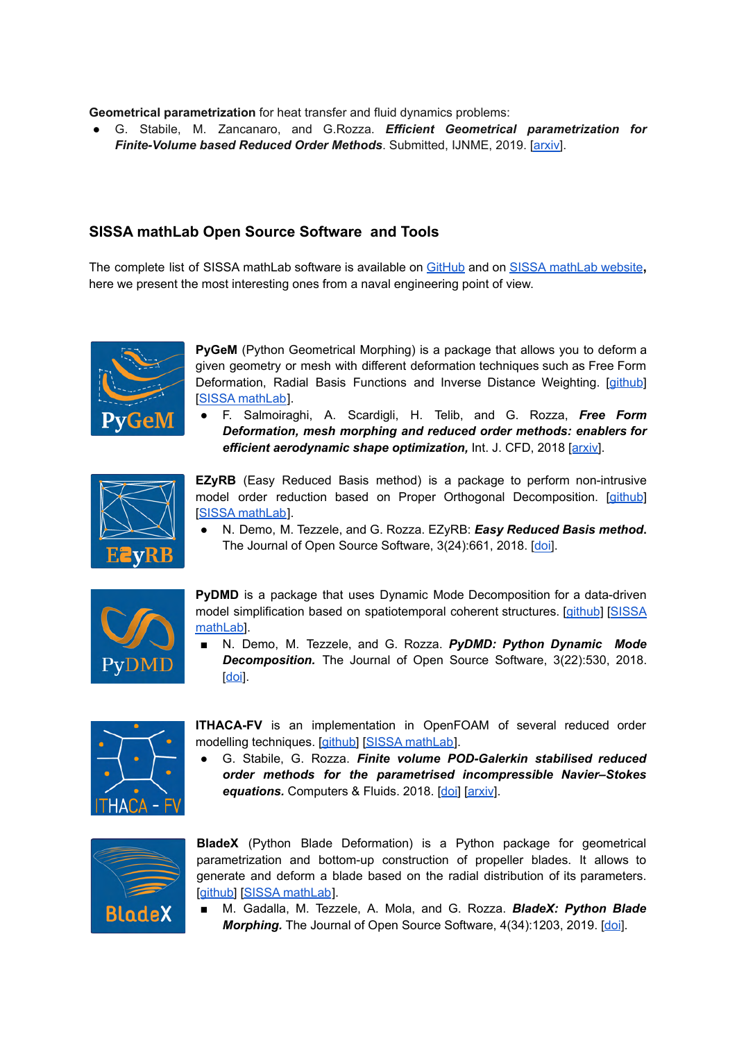**Geometrical parametrization** for heat transfer and fluid dynamics problems:

- G. Stabile, M. Zancanaro, and G.Rozza. ***Efficient Geometrical parametrization for Finite-Volume based Reduced Order Methods***. Submitted, IJNME, 2019. [arxiv].

## SISSA mathLab Open Source Software and Tools

The complete list of SISSA mathLab software is available on GitHub and on SISSA mathLab website**,** here we present the most interesting ones from a naval engineering point of view.

**PyGeM** (Python Geometrical Morphing) is a package that allows you to deform a given geometry or mesh with different deformation techniques such as Free Form Deformation, Radial Basis Functions and Inverse Distance Weighting. [github] [SISSA mathLab].

- F. Salmoiraghi, A. Scardigli, H. Telib, and G. Rozza, ***Free Form Deformation, mesh morphing and reduced order methods: enablers for efficient aerodynamic shape optimization,*** Int. J. CFD, 2018 [arxiv].

**EZyRB** (Easy Reduced Basis method) is a package to perform non-intrusive model order reduction based on Proper Orthogonal Decomposition. [github] [SISSA mathLab].

- N. Demo, M. Tezzele, and G. Rozza. EZyRB: ***Easy Reduced Basis method.*** The Journal of Open Source Software, 3(24):661, 2018. [doi].

**PyDMD** is a package that uses Dynamic Mode Decomposition for a data-driven model simplification based on spatiotemporal coherent structures. [github] [SISSA mathLab]

- N. Demo, M. Tezzele, and G. Rozza. ***PyDMD: Python Dynamic Mode Decomposition.*** The Journal of Open Source Software, 3(22):530, 2018. [doi].

**ITHACA-FV** is an implementation in OpenFOAM of several reduced order modelling techniques. [github] [SISSA mathLab].

- G. Stabile, G. Rozza. ***Finite volume POD-Galerkin stabilised reduced order methods for the parametrised incompressible Navier–Stokes equations.*** Computers & Fluids. 2018. [doi] [arxiv].

**BladeX** (Python Blade Deformation) is a Python package for geometrical parametrization and bottom-up construction of propeller blades. It allows to generate and deform a blade based on the radial distribution of its parameters. [github] [SISSA mathLab].

- M. Gadalla, M. Tezzele, A. Mola, and G. Rozza. ***BladeX: Python Blade Morphing.*** The Journal of Open Source Software, 4(34):1203, 2019. [doi].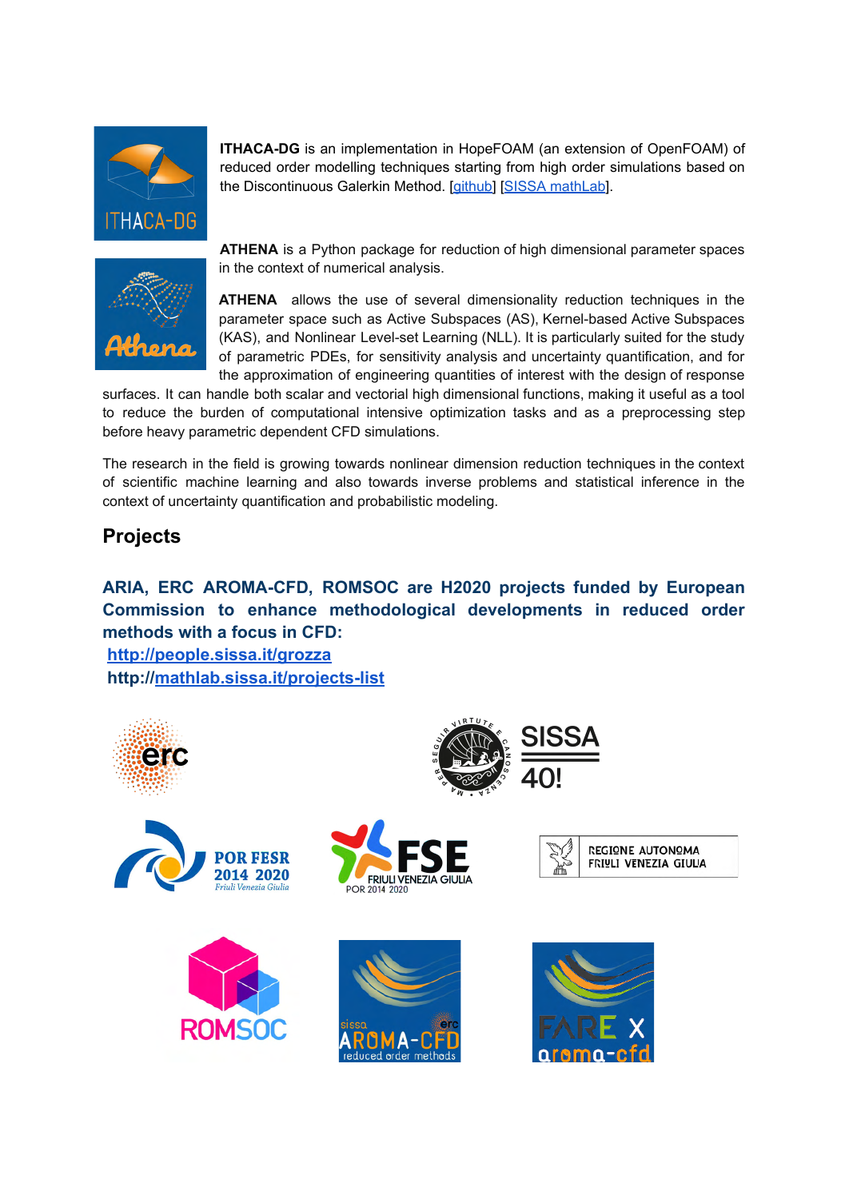**ITHACA-DG** is an implementation in HopeFOAM (an extension of OpenFOAM) of reduced order modelling techniques starting from high order simulations based on the Discontinuous Galerkin Method. [github] [SISSA mathLab].

**ATHENA** is a Python package for reduction of high dimensional parameter spaces in the context of numerical analysis.

**ATHENA** allows the use of several dimensionality reduction techniques in the parameter space such as Active Subspaces (AS), Kernel-based Active Subspaces (KAS), and Nonlinear Level-set Learning (NLL). It is particularly suited for the study of parametric PDEs, for sensitivity analysis and uncertainty quantification, and for the approximation of engineering quantities of interest with the design of response surfaces. It can handle both scalar and vectorial high dimensional functions, making it useful as a tool to reduce the burden of computational intensive optimization tasks and as a preprocessing step before heavy parametric dependent CFD simulations.

The research in the field is growing towards nonlinear dimension reduction techniques in the context of scientific machine learning and also towards inverse problems and statistical inference in the context of uncertainty quantification and probabilistic modeling.

## Projects

**ARIA, ERC AROMA-CFD, ROMSOC are H2020 projects funded by European Commission to enhance methodological developments in reduced order methods with a focus in CFD:**
**http://people.sissa.it/grozza**
**http://mathlab.sissa.it/projects-list**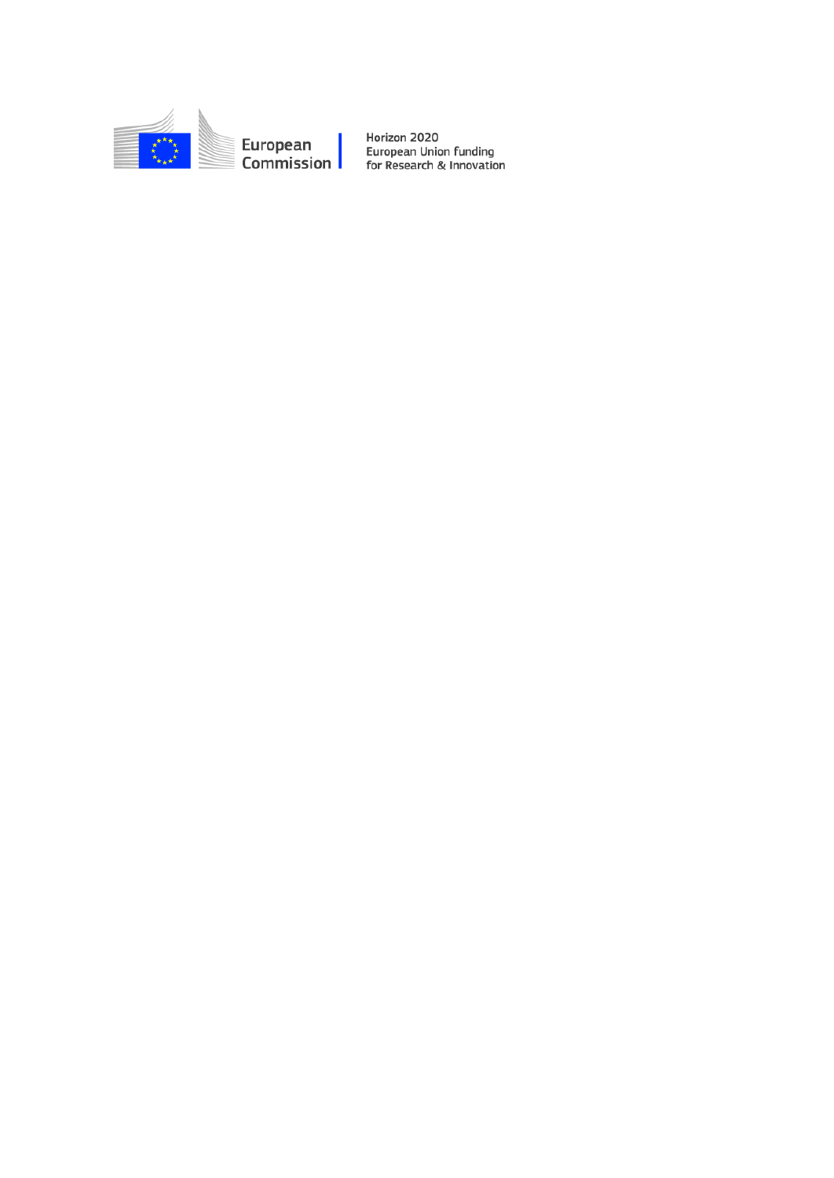European Commission

Horizon 2020
European Union funding
for Research & Innovation